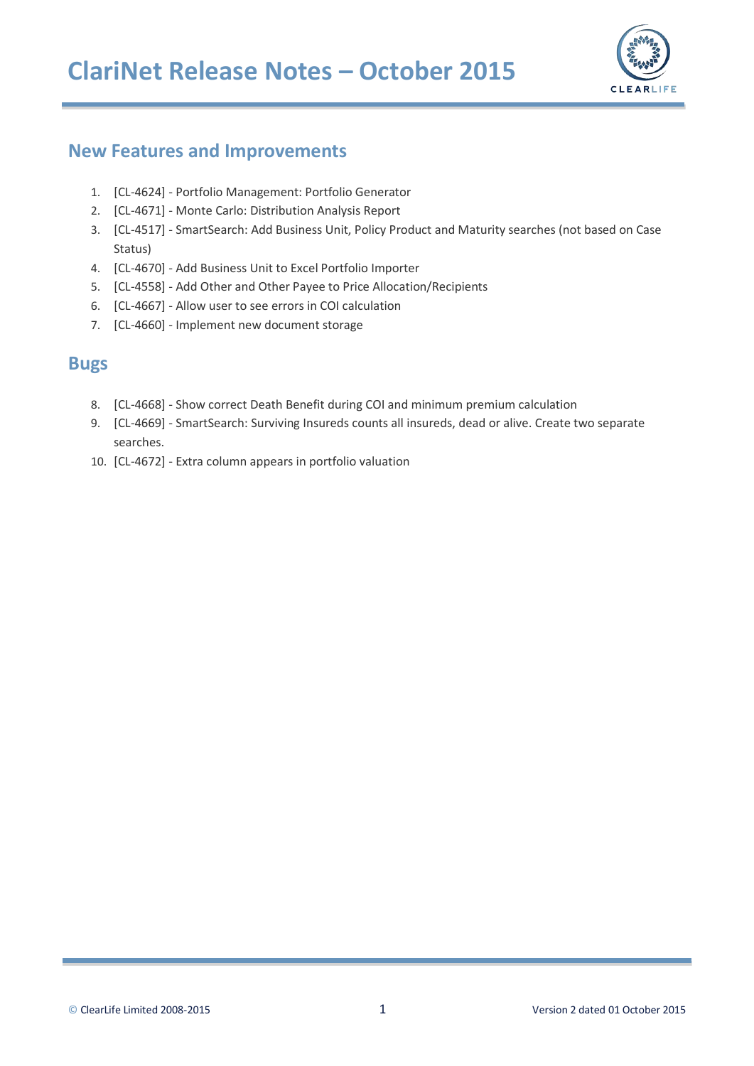# ClariNet Release Notes – October 2015

## New Features and Improvements

1. [CL-4624] - Portfolio Management: Portfolio Generator
2. [CL-4671] - Monte Carlo: Distribution Analysis Report
3. [CL-4517] - SmartSearch: Add Business Unit, Policy Product and Maturity searches (not based on Case Status)
4. [CL-4670] - Add Business Unit to Excel Portfolio Importer
5. [CL-4558] - Add Other and Other Payee to Price Allocation/Recipients
6. [CL-4667] - Allow user to see errors in COI calculation
7. [CL-4660] - Implement new document storage

## Bugs

8. [CL-4668] - Show correct Death Benefit during COI and minimum premium calculation
9. [CL-4669] - SmartSearch: Surviving Insureds counts all insureds, dead or alive. Create two separate searches.
10. [CL-4672] - Extra column appears in portfolio valuation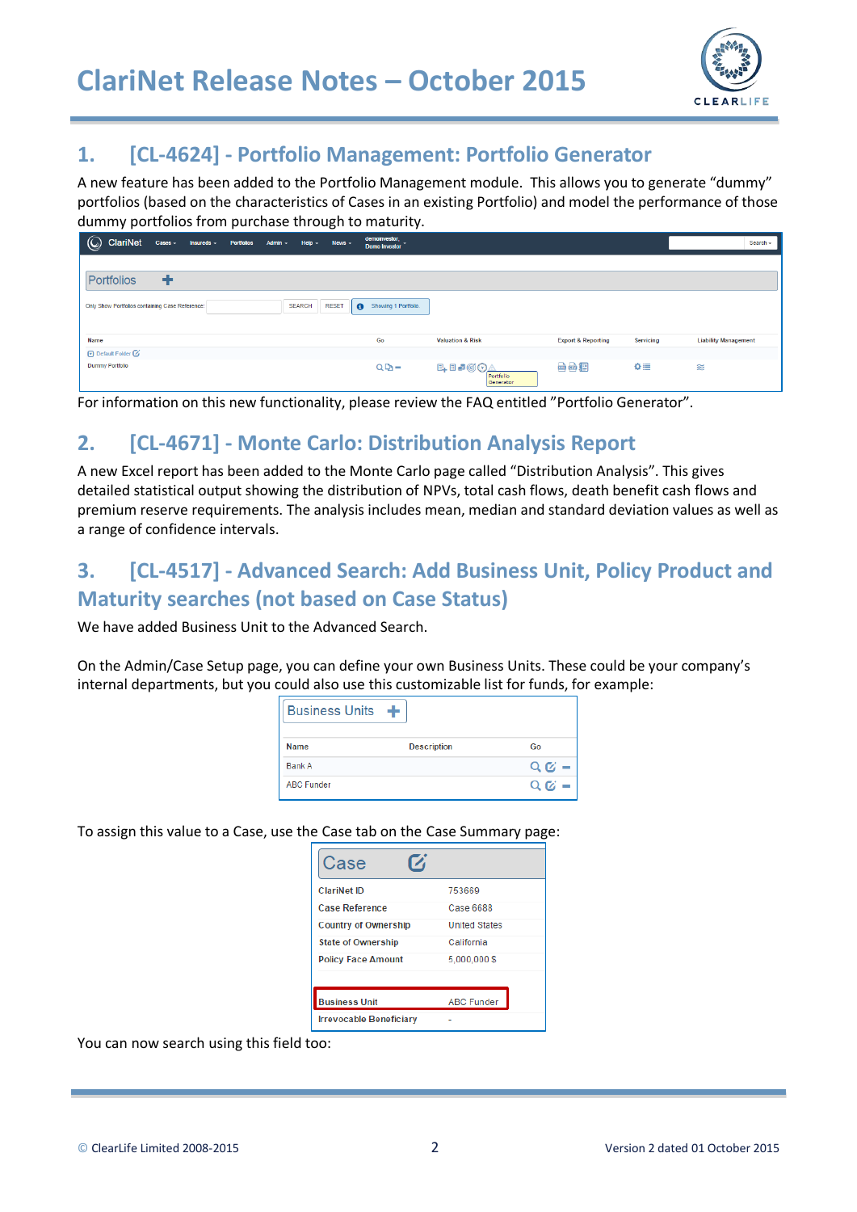## 1. [CL-4624] - Portfolio Management: Portfolio Generator

A new feature has been added to the Portfolio Management module. This allows you to generate "dummy" portfolios (based on the characteristics of Cases in an existing Portfolio) and model the performance of those dummy portfolios from purchase through to maturity.

For information on this new functionality, please review the FAQ entitled "Portfolio Generator".

## 2. [CL-4671] - Monte Carlo: Distribution Analysis Report

A new Excel report has been added to the Monte Carlo page called "Distribution Analysis". This gives detailed statistical output showing the distribution of NPVs, total cash flows, death benefit cash flows and premium reserve requirements. The analysis includes mean, median and standard deviation values as well as a range of confidence intervals.

## 3. [CL-4517] - Advanced Search: Add Business Unit, Policy Product and Maturity searches (not based on Case Status)

We have added Business Unit to the Advanced Search.

On the Admin/Case Setup page, you can define your own Business Units. These could be your company's internal departments, but you could also use this customizable list for funds, for example:

To assign this value to a Case, use the Case tab on the Case Summary page:

You can now search using this field too: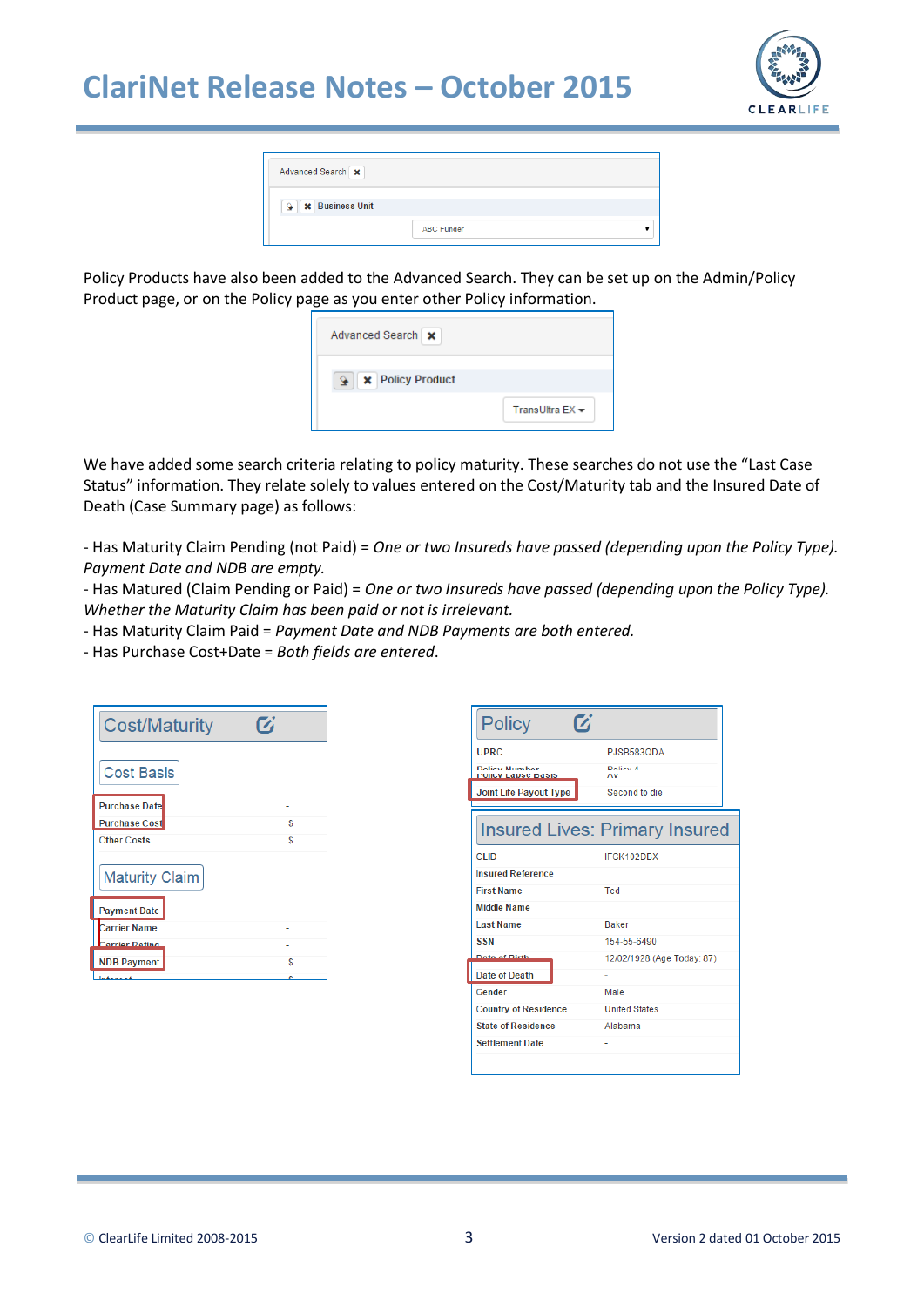Policy Products have also been added to the Advanced Search. They can be set up on the Admin/Policy Product page, or on the Policy page as you enter other Policy information.

We have added some search criteria relating to policy maturity. These searches do not use the "Last Case Status" information. They relate solely to values entered on the Cost/Maturity tab and the Insured Date of Death (Case Summary page) as follows:

- Has Maturity Claim Pending (not Paid) = *One or two Insureds have passed (depending upon the Policy Type). Payment Date and NDB are empty.*
- Has Matured (Claim Pending or Paid) = *One or two Insureds have passed (depending upon the Policy Type). Whether the Maturity Claim has been paid or not is irrelevant.*
- Has Maturity Claim Paid = *Payment Date and NDB Payments are both entered.*
- Has Purchase Cost+Date = *Both fields are entered.*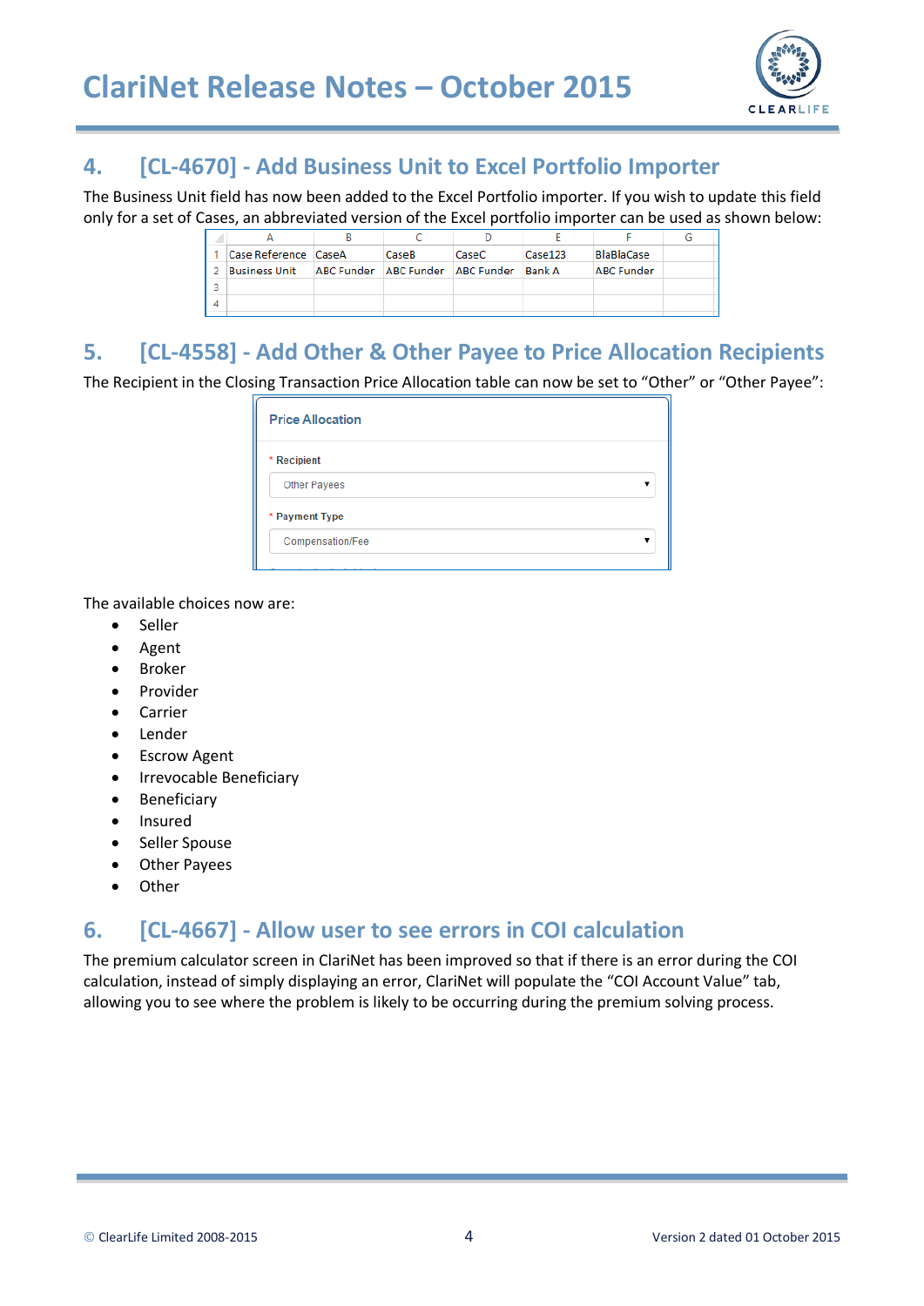## 4. [CL-4670] - Add Business Unit to Excel Portfolio Importer

The Business Unit field has now been added to the Excel Portfolio importer. If you wish to update this field only for a set of Cases, an abbreviated version of the Excel portfolio importer can be used as shown below:

| | A | B | C | D | E | F | G |
|---|---|---|---|---|---|---|---|
| 1 | Case Reference | CaseA | CaseB | CaseC | Case123 | BlaBlaCase | |
| 2 | Business Unit | ABC Funder | ABC Funder | ABC Funder | Bank A | ABC Funder | |
| 3 | | | | | | | |
| 4 | | | | | | | |

## 5. [CL-4558] - Add Other & Other Payee to Price Allocation Recipients

The Recipient in the Closing Transaction Price Allocation table can now be set to "Other" or "Other Payee":

Price Allocation

\* Recipient

Other Payees

\* Payment Type

Compensation/Fee

The available choices now are:

- Seller
- Agent
- Broker
- Provider
- Carrier
- Lender
- Escrow Agent
- Irrevocable Beneficiary
- Beneficiary
- Insured
- Seller Spouse
- Other Payees
- Other

## 6. [CL-4667] - Allow user to see errors in COI calculation

The premium calculator screen in ClariNet has been improved so that if there is an error during the COI calculation, instead of simply displaying an error, ClariNet will populate the "COI Account Value" tab, allowing you to see where the problem is likely to be occurring during the premium solving process.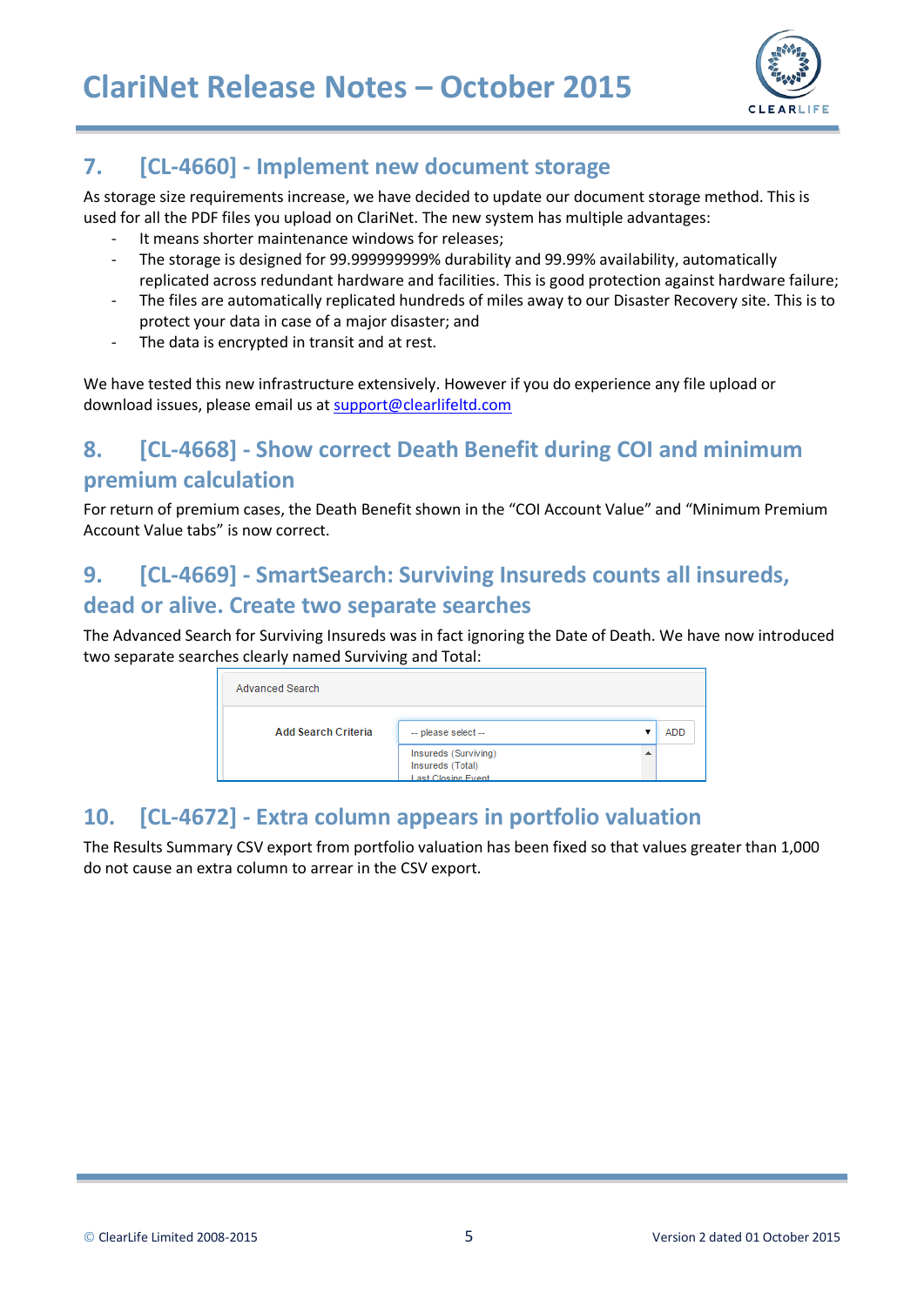## 7. [CL-4660] - Implement new document storage

As storage size requirements increase, we have decided to update our document storage method. This is used for all the PDF files you upload on ClariNet. The new system has multiple advantages:

- It means shorter maintenance windows for releases;
- The storage is designed for 99.999999999% durability and 99.99% availability, automatically replicated across redundant hardware and facilities. This is good protection against hardware failure;
- The files are automatically replicated hundreds of miles away to our Disaster Recovery site. This is to protect your data in case of a major disaster; and
- The data is encrypted in transit and at rest.

We have tested this new infrastructure extensively. However if you do experience any file upload or download issues, please email us at support@clearlifeltd.com

## 8. [CL-4668] - Show correct Death Benefit during COI and minimum premium calculation

For return of premium cases, the Death Benefit shown in the "COI Account Value" and "Minimum Premium Account Value tabs" is now correct.

## 9. [CL-4669] - SmartSearch: Surviving Insureds counts all insureds, dead or alive. Create two separate searches

The Advanced Search for Surviving Insureds was in fact ignoring the Date of Death. We have now introduced two separate searches clearly named Surviving and Total:

Advanced Search

Add Search Criteria -- please select -- ADD

Insureds (Surviving)
Insureds (Total)
Last Closing Event

## 10. [CL-4672] - Extra column appears in portfolio valuation

The Results Summary CSV export from portfolio valuation has been fixed so that values greater than 1,000 do not cause an extra column to arrear in the CSV export.